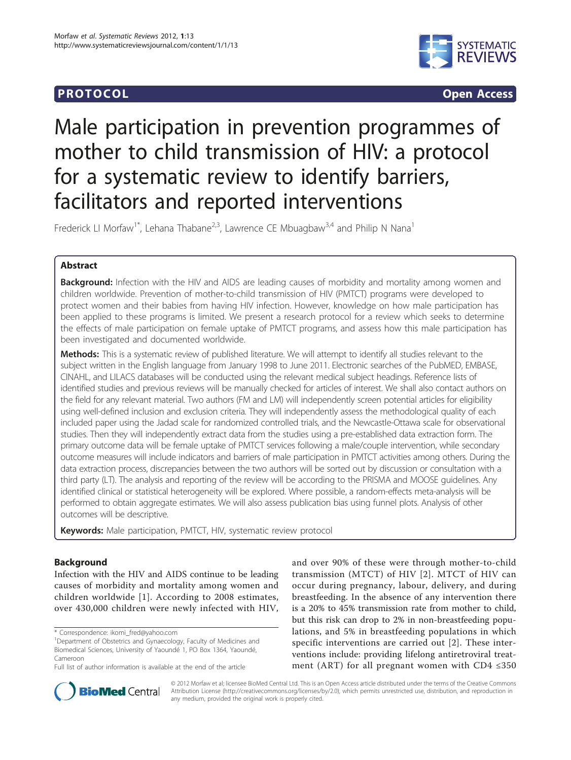PROTOCOL Open Access

# Male participation in prevention programmes of mother to child transmission of HIV: a protocol for a systematic review to identify barriers, facilitators and reported interventions

Frederick LI Morfaw[1*], Lehana Thabane[2,3], Lawrence CE Mbuagbaw[3,4] and Philip N Nana[1]

## Abstract

**Background:** Infection with the HIV and AIDS are leading causes of morbidity and mortality among women and children worldwide. Prevention of mother-to-child transmission of HIV (PMTCT) programs were developed to protect women and their babies from having HIV infection. However, knowledge on how male participation has been applied to these programs is limited. We present a research protocol for a review which seeks to determine the effects of male participation on female uptake of PMTCT programs, and assess how this male participation has been investigated and documented worldwide.

**Methods:** This is a systematic review of published literature. We will attempt to identify all studies relevant to the subject written in the English language from January 1998 to June 2011. Electronic searches of the PubMED, EMBASE, CINAHL, and LILACS databases will be conducted using the relevant medical subject headings. Reference lists of identified studies and previous reviews will be manually checked for articles of interest. We shall also contact authors on the field for any relevant material. Two authors (FM and LM) will independently screen potential articles for eligibility using well-defined inclusion and exclusion criteria. They will independently assess the methodological quality of each included paper using the Jadad scale for randomized controlled trials, and the Newcastle-Ottawa scale for observational studies. Then they will independently extract data from the studies using a pre-established data extraction form. The primary outcome data will be female uptake of PMTCT services following a male/couple intervention, while secondary outcome measures will include indicators and barriers of male participation in PMTCT activities among others. During the data extraction process, discrepancies between the two authors will be sorted out by discussion or consultation with a third party (LT). The analysis and reporting of the review will be according to the PRISMA and MOOSE guidelines. Any identified clinical or statistical heterogeneity will be explored. Where possible, a random-effects meta-analysis will be performed to obtain aggregate estimates. We will also assess publication bias using funnel plots. Analysis of other outcomes will be descriptive.

**Keywords:** Male participation, PMTCT, HIV, systematic review protocol

## Background

Infection with the HIV and AIDS continue to be leading causes of morbidity and mortality among women and children worldwide [1]. According to 2008 estimates, over 430,000 children were newly infected with HIV, and over 90% of these were through mother-to-child transmission (MTCT) of HIV [2]. MTCT of HIV can occur during pregnancy, labour, delivery, and during breastfeeding. In the absence of any intervention there is a 20% to 45% transmission rate from mother to child, but this risk can drop to 2% in non-breastfeeding populations, and 5% in breastfeeding populations in which specific interventions are carried out [2]. These interventions include: providing lifelong antiretroviral treatment (ART) for all pregnant women with CD4 ≤350

\* Correspondence: ikomi_fred@yahoo.com
[1]Department of Obstetrics and Gynaecology, Faculty of Medicines and Biomedical Sciences, University of Yaoundé 1, PO Box 1364, Yaoundé, Cameroon
Full list of author information is available at the end of the article

© 2012 Morfaw et al; licensee BioMed Central Ltd. This is an Open Access article distributed under the terms of the Creative Commons Attribution License (http://creativecommons.org/licenses/by/2.0), which permits unrestricted use, distribution, and reproduction in any medium, provided the original work is properly cited.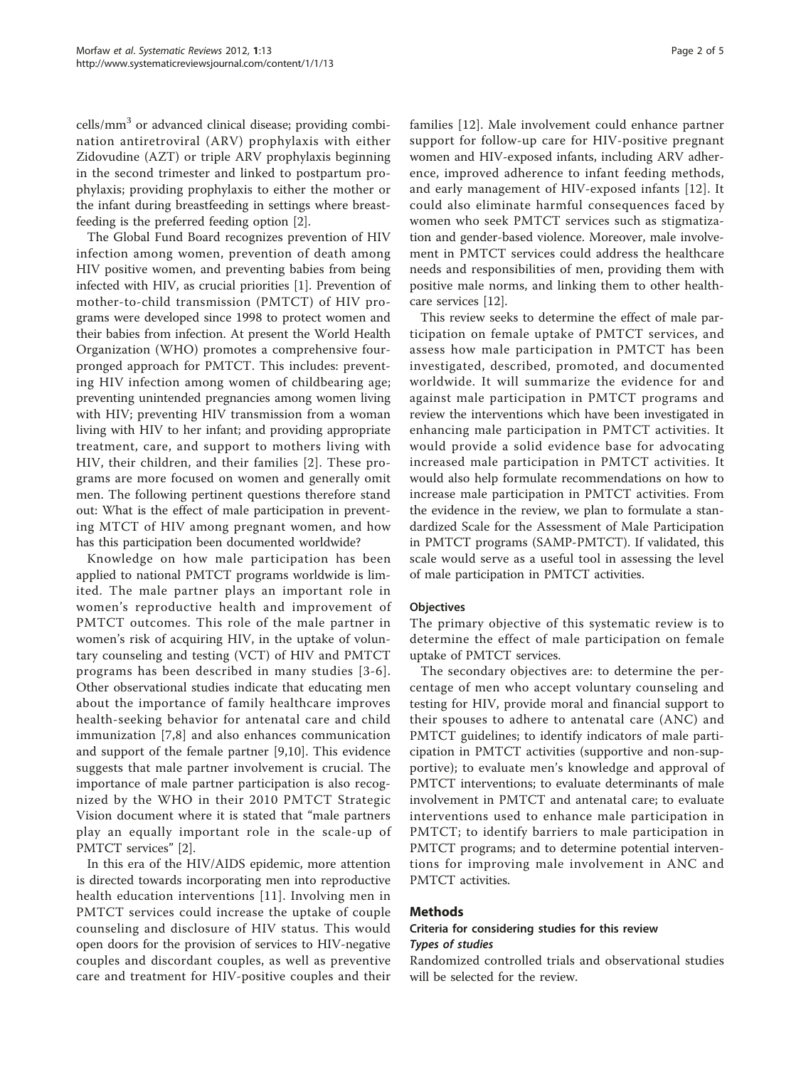cells/mm$^3$ or advanced clinical disease; providing combination antiretroviral (ARV) prophylaxis with either Zidovudine (AZT) or triple ARV prophylaxis beginning in the second trimester and linked to postpartum prophylaxis; providing prophylaxis to either the mother or the infant during breastfeeding in settings where breastfeeding is the preferred feeding option [2].

The Global Fund Board recognizes prevention of HIV infection among women, prevention of death among HIV positive women, and preventing babies from being infected with HIV, as crucial priorities [1]. Prevention of mother-to-child transmission (PMTCT) of HIV programs were developed since 1998 to protect women and their babies from infection. At present the World Health Organization (WHO) promotes a comprehensive four-pronged approach for PMTCT. This includes: preventing HIV infection among women of childbearing age; preventing unintended pregnancies among women living with HIV; preventing HIV transmission from a woman living with HIV to her infant; and providing appropriate treatment, care, and support to mothers living with HIV, their children, and their families [2]. These programs are more focused on women and generally omit men. The following pertinent questions therefore stand out: What is the effect of male participation in preventing MTCT of HIV among pregnant women, and how has this participation been documented worldwide?

Knowledge on how male participation has been applied to national PMTCT programs worldwide is limited. The male partner plays an important role in women's reproductive health and improvement of PMTCT outcomes. This role of the male partner in women's risk of acquiring HIV, in the uptake of voluntary counseling and testing (VCT) of HIV and PMTCT programs has been described in many studies [3-6]. Other observational studies indicate that educating men about the importance of family healthcare improves health-seeking behavior for antenatal care and child immunization [7,8] and also enhances communication and support of the female partner [9,10]. This evidence suggests that male partner involvement is crucial. The importance of male partner participation is also recognized by the WHO in their 2010 PMTCT Strategic Vision document where it is stated that "male partners play an equally important role in the scale-up of PMTCT services" [2].

In this era of the HIV/AIDS epidemic, more attention is directed towards incorporating men into reproductive health education interventions [11]. Involving men in PMTCT services could increase the uptake of couple counseling and disclosure of HIV status. This would open doors for the provision of services to HIV-negative couples and discordant couples, as well as preventive care and treatment for HIV-positive couples and their families [12]. Male involvement could enhance partner support for follow-up care for HIV-positive pregnant women and HIV-exposed infants, including ARV adherence, improved adherence to infant feeding methods, and early management of HIV-exposed infants [12]. It could also eliminate harmful consequences faced by women who seek PMTCT services such as stigmatization and gender-based violence. Moreover, male involvement in PMTCT services could address the healthcare needs and responsibilities of men, providing them with positive male norms, and linking them to other healthcare services [12].

This review seeks to determine the effect of male participation on female uptake of PMTCT services, and assess how male participation in PMTCT has been investigated, described, promoted, and documented worldwide. It will summarize the evidence for and against male participation in PMTCT programs and review the interventions which have been investigated in enhancing male participation in PMTCT activities. It would provide a solid evidence base for advocating increased male participation in PMTCT activities. It would also help formulate recommendations on how to increase male participation in PMTCT activities. From the evidence in the review, we plan to formulate a standardized Scale for the Assessment of Male Participation in PMTCT programs (SAMP-PMTCT). If validated, this scale would serve as a useful tool in assessing the level of male participation in PMTCT activities.

### Objectives

The primary objective of this systematic review is to determine the effect of male participation on female uptake of PMTCT services.

The secondary objectives are: to determine the percentage of men who accept voluntary counseling and testing for HIV, provide moral and financial support to their spouses to adhere to antenatal care (ANC) and PMTCT guidelines; to identify indicators of male participation in PMTCT activities (supportive and non-supportive); to evaluate men's knowledge and approval of PMTCT interventions; to evaluate determinants of male involvement in PMTCT and antenatal care; to evaluate interventions used to enhance male participation in PMTCT; to identify barriers to male participation in PMTCT programs; and to determine potential interventions for improving male involvement in ANC and PMTCT activities.

## Methods

### Criteria for considering studies for this review

#### *Types of studies*

Randomized controlled trials and observational studies will be selected for the review.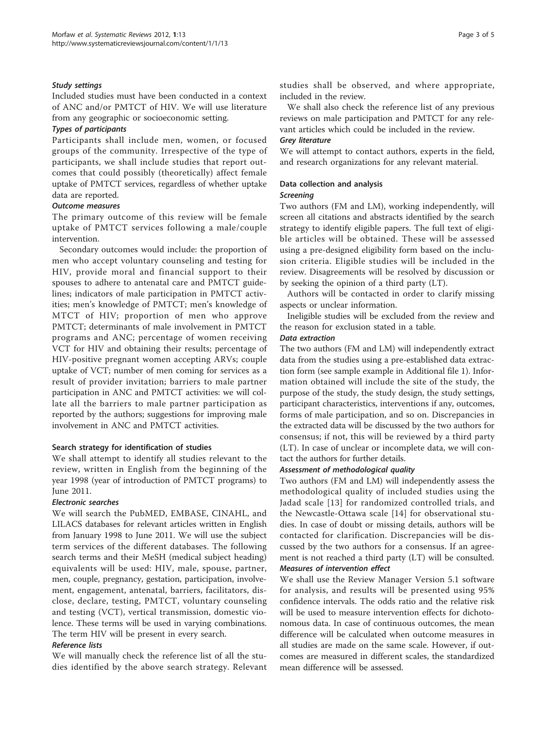#### *Study settings*

Included studies must have been conducted in a context of ANC and/or PMTCT of HIV. We will use literature from any geographic or socioeconomic setting.

#### *Types of participants*

Participants shall include men, women, or focused groups of the community. Irrespective of the type of participants, we shall include studies that report outcomes that could possibly (theoretically) affect female uptake of PMTCT services, regardless of whether uptake data are reported.

#### *Outcome measures*

The primary outcome of this review will be female uptake of PMTCT services following a male/couple intervention.

Secondary outcomes would include: the proportion of men who accept voluntary counseling and testing for HIV, provide moral and financial support to their spouses to adhere to antenatal care and PMTCT guidelines; indicators of male participation in PMTCT activities; men's knowledge of PMTCT; men's knowledge of MTCT of HIV; proportion of men who approve PMTCT; determinants of male involvement in PMTCT programs and ANC; percentage of women receiving VCT for HIV and obtaining their results; percentage of HIV-positive pregnant women accepting ARVs; couple uptake of VCT; number of men coming for services as a result of provider invitation; barriers to male partner participation in ANC and PMTCT activities: we will collate all the barriers to male partner participation as reported by the authors; suggestions for improving male involvement in ANC and PMTCT activities.

### Search strategy for identification of studies

We shall attempt to identify all studies relevant to the review, written in English from the beginning of the year 1998 (year of introduction of PMTCT programs) to June 2011.

#### *Electronic searches*

We will search the PubMED, EMBASE, CINAHL, and LILACS databases for relevant articles written in English from January 1998 to June 2011. We will use the subject term services of the different databases. The following search terms and their MeSH (medical subject heading) equivalents will be used: HIV, male, spouse, partner, men, couple, pregnancy, gestation, participation, involvement, engagement, antenatal, barriers, facilitators, disclose, declare, testing, PMTCT, voluntary counseling and testing (VCT), vertical transmission, domestic violence. These terms will be used in varying combinations. The term HIV will be present in every search.

#### *Reference lists*

We will manually check the reference list of all the studies identified by the above search strategy. Relevant studies shall be observed, and where appropriate, included in the review.

We shall also check the reference list of any previous reviews on male participation and PMTCT for any relevant articles which could be included in the review.

#### *Grey literature*

We will attempt to contact authors, experts in the field, and research organizations for any relevant material.

### Data collection and analysis

#### *Screening*

Two authors (FM and LM), working independently, will screen all citations and abstracts identified by the search strategy to identify eligible papers. The full text of eligible articles will be obtained. These will be assessed using a pre-designed eligibility form based on the inclusion criteria. Eligible studies will be included in the review. Disagreements will be resolved by discussion or by seeking the opinion of a third party (LT).

Authors will be contacted in order to clarify missing aspects or unclear information.

Ineligible studies will be excluded from the review and the reason for exclusion stated in a table.

#### *Data extraction*

The two authors (FM and LM) will independently extract data from the studies using a pre-established data extraction form (see sample example in Additional file 1). Information obtained will include the site of the study, the purpose of the study, the study design, the study settings, participant characteristics, interventions if any, outcomes, forms of male participation, and so on. Discrepancies in the extracted data will be discussed by the two authors for consensus; if not, this will be reviewed by a third party (LT). In case of unclear or incomplete data, we will contact the authors for further details.

#### *Assessment of methodological quality*

Two authors (FM and LM) will independently assess the methodological quality of included studies using the Jadad scale [13] for randomized controlled trials, and the Newcastle-Ottawa scale [14] for observational studies. In case of doubt or missing details, authors will be contacted for clarification. Discrepancies will be discussed by the two authors for a consensus. If an agreement is not reached a third party (LT) will be consulted.

#### *Measures of intervention effect*

We shall use the Review Manager Version 5.1 software for analysis, and results will be presented using 95% confidence intervals. The odds ratio and the relative risk will be used to measure intervention effects for dichotonomous data. In case of continuous outcomes, the mean difference will be calculated when outcome measures in all studies are made on the same scale. However, if outcomes are measured in different scales, the standardized mean difference will be assessed.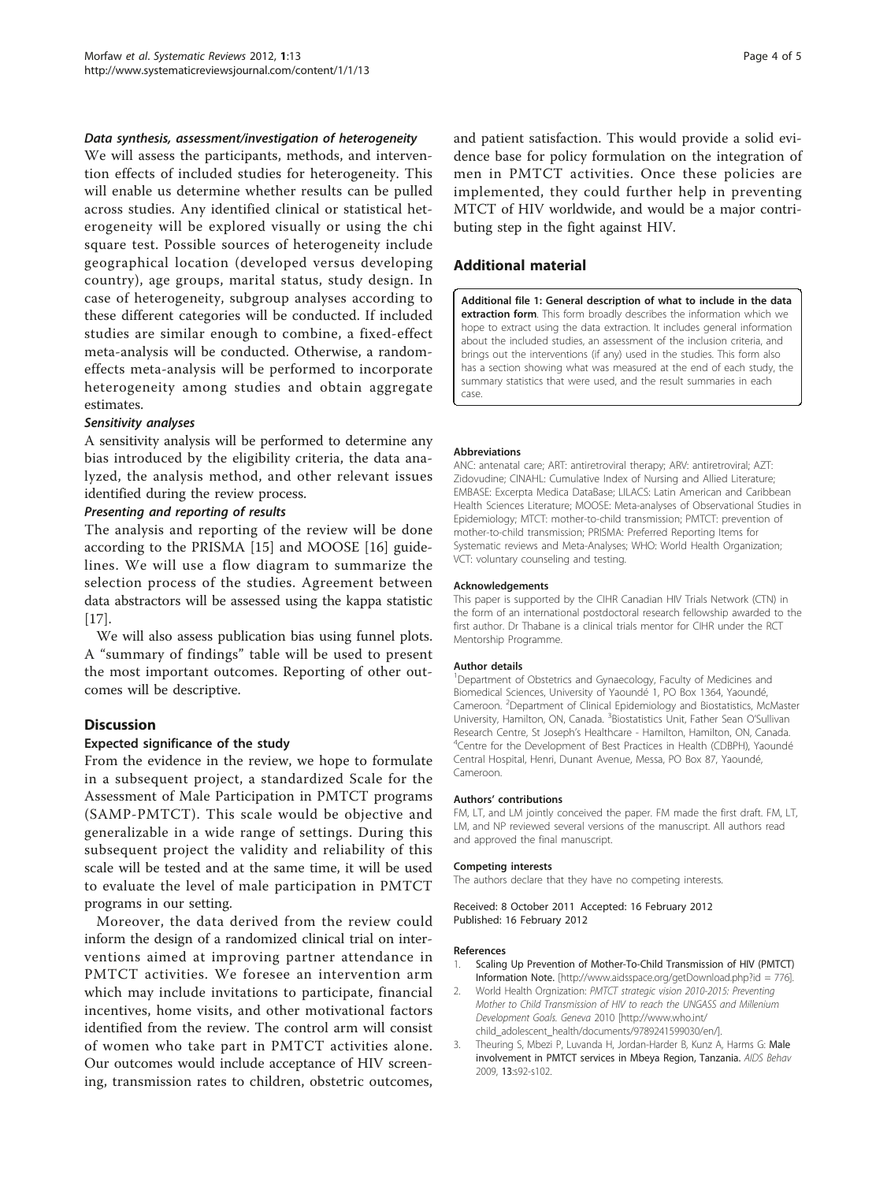#### *Data synthesis, assessment/investigation of heterogeneity*

We will assess the participants, methods, and intervention effects of included studies for heterogeneity. This will enable us determine whether results can be pulled across studies. Any identified clinical or statistical heterogeneity will be explored visually or using the chi square test. Possible sources of heterogeneity include geographical location (developed versus developing country), age groups, marital status, study design. In case of heterogeneity, subgroup analyses according to these different categories will be conducted. If included studies are similar enough to combine, a fixed-effect meta-analysis will be conducted. Otherwise, a random-effects meta-analysis will be performed to incorporate heterogeneity among studies and obtain aggregate estimates.

#### *Sensitivity analyses*

A sensitivity analysis will be performed to determine any bias introduced by the eligibility criteria, the data analyzed, the analysis method, and other relevant issues identified during the review process.

#### *Presenting and reporting of results*

The analysis and reporting of the review will be done according to the PRISMA [15] and MOOSE [16] guidelines. We will use a flow diagram to summarize the selection process of the studies. Agreement between data abstractors will be assessed using the kappa statistic [17].

We will also assess publication bias using funnel plots. A "summary of findings" table will be used to present the most important outcomes. Reporting of other outcomes will be descriptive.

## Discussion

### Expected significance of the study

From the evidence in the review, we hope to formulate in a subsequent project, a standardized Scale for the Assessment of Male Participation in PMTCT programs (SAMP-PMTCT). This scale would be objective and generalizable in a wide range of settings. During this subsequent project the validity and reliability of this scale will be tested and at the same time, it will be used to evaluate the level of male participation in PMTCT programs in our setting.

Moreover, the data derived from the review could inform the design of a randomized clinical trial on interventions aimed at improving partner attendance in PMTCT activities. We foresee an intervention arm which may include invitations to participate, financial incentives, home visits, and other motivational factors identified from the review. The control arm will consist of women who take part in PMTCT activities alone. Our outcomes would include acceptance of HIV screening, transmission rates to children, obstetric outcomes, and patient satisfaction. This would provide a solid evidence base for policy formulation on the integration of men in PMTCT activities. Once these policies are implemented, they could further help in preventing MTCT of HIV worldwide, and would be a major contributing step in the fight against HIV.

## Additional material

**Additional file 1: General description of what to include in the data extraction form**. This form broadly describes the information which we hope to extract using the data extraction. It includes general information about the included studies, an assessment of the inclusion criteria, and brings out the interventions (if any) used in the studies. This form also has a section showing what was measured at the end of each study, the summary statistics that were used, and the result summaries in each case.

#### Abbreviations

ANC: antenatal care; ART: antiretroviral therapy; ARV: antiretroviral; AZT: Zidovudine; CINAHL: Cumulative Index of Nursing and Allied Literature; EMBASE: Excerpta Medica DataBase; LILACS: Latin American and Caribbean Health Sciences Literature; MOOSE: Meta-analyses of Observational Studies in Epidemiology; MTCT: mother-to-child transmission; PMTCT: prevention of mother-to-child transmission; PRISMA: Preferred Reporting Items for Systematic reviews and Meta-Analyses; WHO: World Health Organization; VCT: voluntary counseling and testing.

#### Acknowledgements

This paper is supported by the CIHR Canadian HIV Trials Network (CTN) in the form of an international postdoctoral research fellowship awarded to the first author. Dr Thabane is a clinical trials mentor for CIHR under the RCT Mentorship Programme.

#### Author details

[1]Department of Obstetrics and Gynaecology, Faculty of Medicines and Biomedical Sciences, University of Yaoundé 1, PO Box 1364, Yaoundé, Cameroon. [2]Department of Clinical Epidemiology and Biostatistics, McMaster University, Hamilton, ON, Canada. [3]Biostatistics Unit, Father Sean O'Sullivan Research Centre, St Joseph's Healthcare - Hamilton, Hamilton, ON, Canada. [4]Centre for the Development of Best Practices in Health (CDBPH), Yaoundé Central Hospital, Henri, Dunant Avenue, Messa, PO Box 87, Yaoundé, Cameroon.

#### Authors' contributions

FM, LT, and LM jointly conceived the paper. FM made the first draft. FM, LT, LM, and NP reviewed several versions of the manuscript. All authors read and approved the final manuscript.

#### Competing interests

The authors declare that they have no competing interests.

Received: 8 October 2011 Accepted: 16 February 2012
Published: 16 February 2012

#### References

1. Scaling Up Prevention of Mother-To-Child Transmission of HIV (PMTCT) Information Note. [http://www.aidsspace.org/getDownload.php?id = 776].
2. World Health Orgnization: *PMTCT strategic vision 2010-2015: Preventing Mother to Child Transmission of HIV to reach the UNGASS and Millenium Development Goals. Geneva* 2010 [http://www.who.int/child_adolescent_health/documents/9789241599030/en/].
3. Theuring S, Mbezi P, Luvanda H, Jordan-Harder B, Kunz A, Harms G: Male involvement in PMTCT services in Mbeya Region, Tanzania. *AIDS Behav* 2009, 13:s92-s102.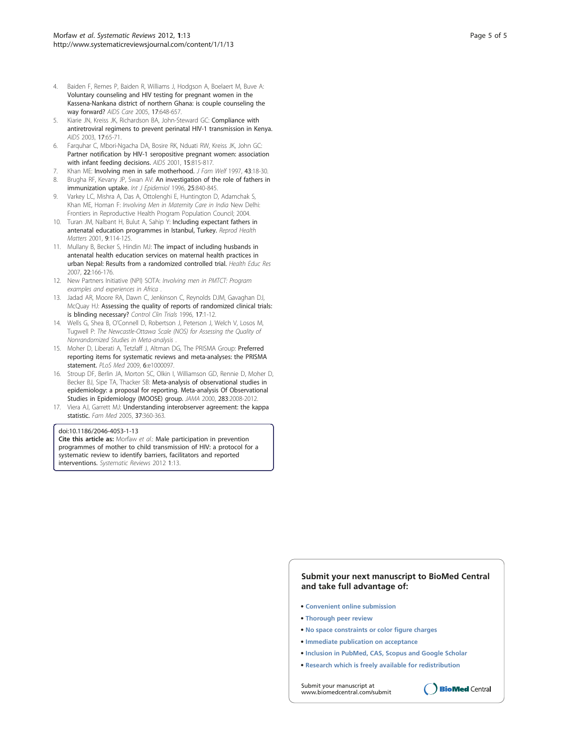4. Baiden F, Remes P, Baiden R, Williams J, Hodgson A, Boelaert M, Buve A: **Voluntary counseling and HIV testing for pregnant women in the Kassena-Nankana district of northern Ghana: is couple counseling the way forward?** *AIDS Care* 2005, **17**:648-657.
5. Kiarie JN, Kreiss JK, Richardson BA, John-Steward GC: **Compliance with antiretroviral regimens to prevent perinatal HIV-1 transmission in Kenya.** *AIDS* 2003, **17**:65-71.
6. Farquhar C, Mbori-Ngacha DA, Bosire RK, Nduati RW, Kreiss JK, John GC: **Partner notification by HIV-1 seropositive pregnant women: association with infant feeding decisions.** *AIDS* 2001, **15**:815-817.
7. Khan ME: **Involving men in safe motherhood.** *J Fam Welf* 1997, **43**:18-30.
8. Brugha RF, Kevany JP, Swan AV: **An investigation of the role of fathers in immunization uptake.** *Int J Epidemiol* 1996, **25**:840-845.
9. Varkey LC, Mishra A, Das A, Ottolenghi E, Huntington D, Adamchak S, Khan ME, Homan F: *Involving Men in Maternity Care in India* New Delhi: Frontiers in Reproductive Health Program Population Council; 2004.
10. Turan JM, Nalbant H, Bulut A, Sahip Y: **Including expectant fathers in antenatal education programmes in Istanbul, Turkey.** *Reprod Health Matters* 2001, **9**:114-125.
11. Mullany B, Becker S, Hindin MJ: **The impact of including husbands in antenatal health education services on maternal health practices in urban Nepal: Results from a randomized controlled trial.** *Health Educ Res* 2007, **22**:166-176.
12. New Partners Initiative (NPI) SOTA: *Involving men in PMTCT: Program examples and experiences in Africa* .
13. Jadad AR, Moore RA, Dawn C, Jenkinson C, Reynolds DJM, Gavaghan DJ, McQuay HJ: **Assessing the quality of reports of randomized clinical trials: is blinding necessary?** *Control Clin Trials* 1996, **17**:1-12.
14. Wells G, Shea B, O'Connell D, Robertson J, Peterson J, Welch V, Losos M, Tugwell P: *The Newcastle-Ottawa Scale (NOS) for Assessing the Quality of Nonrandomized Studies in Meta-analysis* .
15. Moher D, Liberati A, Tetzlaff J, Altman DG, The PRISMA Group: **Preferred reporting items for systematic reviews and meta-analyses: the PRISMA statement.** *PLoS Med* 2009, **6**:e1000097.
16. Stroup DF, Berlin JA, Morton SC, Olkin I, Williamson GD, Rennie D, Moher D, Becker BJ, Sipe TA, Thacker SB: **Meta-analysis of observational studies in epidemiology: a proposal for reporting. Meta-analysis Of Observational Studies in Epidemiology (MOOSE) group.** *JAMA* 2000, **283**:2008-2012.
17. Viera AJ, Garrett MJ: **Understanding interobserver agreement: the kappa statistic.** *Fam Med* 2005, **37**:360-363.

doi:10.1186/2046-4053-1-13

**Cite this article as:** Morfaw *et al.*: Male participation in prevention programmes of mother to child transmission of HIV: a protocol for a systematic review to identify barriers, facilitators and reported interventions. *Systematic Reviews* 2012 **1**:13.

**Submit your next manuscript to BioMed Central and take full advantage of:**

- **Convenient online submission**
- **Thorough peer review**
- **No space constraints or color figure charges**
- **Immediate publication on acceptance**
- **Inclusion in PubMed, CAS, Scopus and Google Scholar**
- **Research which is freely available for redistribution**

Submit your manuscript at www.biomedcentral.com/submit

BioMed Central